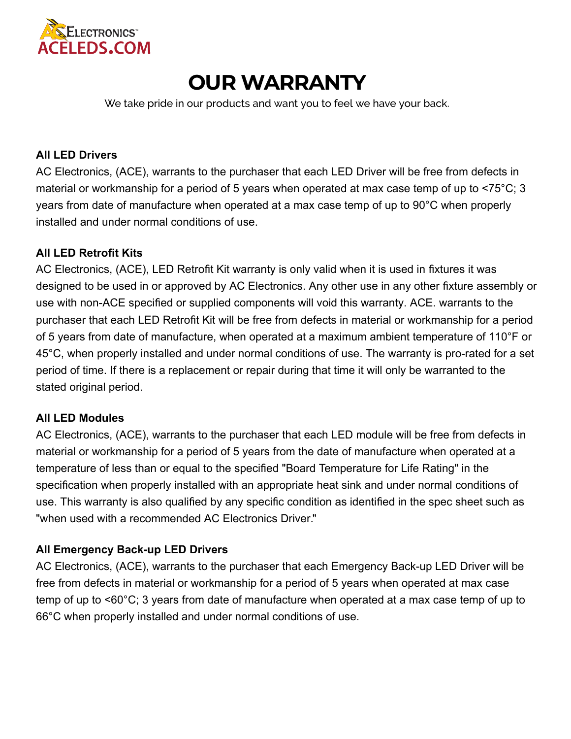ACELEDS.COM

# OUR WARRANTY

We take pride in our products and want you to feel we have your back.

**All LED Drivers**

AC Electronics, (ACE), warrants to the purchaser that each LED Driver will be free from defects in material or workmanship for a period of 5 years when operated at max case temp of up to <75°C; 3 years from date of manufacture when operated at a max case temp of up to 90°C when properly installed and under normal conditions of use.

**All LED Retrofit Kits**

AC Electronics, (ACE), LED Retrofit Kit warranty is only valid when it is used in fixtures it was designed to be used in or approved by AC Electronics. Any other use in any other fixture assembly or use with non-ACE specified or supplied components will void this warranty. ACE. warrants to the purchaser that each LED Retrofit Kit will be free from defects in material or workmanship for a period of 5 years from date of manufacture, when operated at a maximum ambient temperature of 110°F or 45°C, when properly installed and under normal conditions of use. The warranty is pro-rated for a set period of time. If there is a replacement or repair during that time it will only be warranted to the stated original period.

**All LED Modules**

AC Electronics, (ACE), warrants to the purchaser that each LED module will be free from defects in material or workmanship for a period of 5 years from the date of manufacture when operated at a temperature of less than or equal to the specified "Board Temperature for Life Rating" in the specification when properly installed with an appropriate heat sink and under normal conditions of use. This warranty is also qualified by any specific condition as identified in the spec sheet such as "when used with a recommended AC Electronics Driver."

**All Emergency Back-up LED Drivers**

AC Electronics, (ACE), warrants to the purchaser that each Emergency Back-up LED Driver will be free from defects in material or workmanship for a period of 5 years when operated at max case temp of up to <60°C; 3 years from date of manufacture when operated at a max case temp of up to 66°C when properly installed and under normal conditions of use.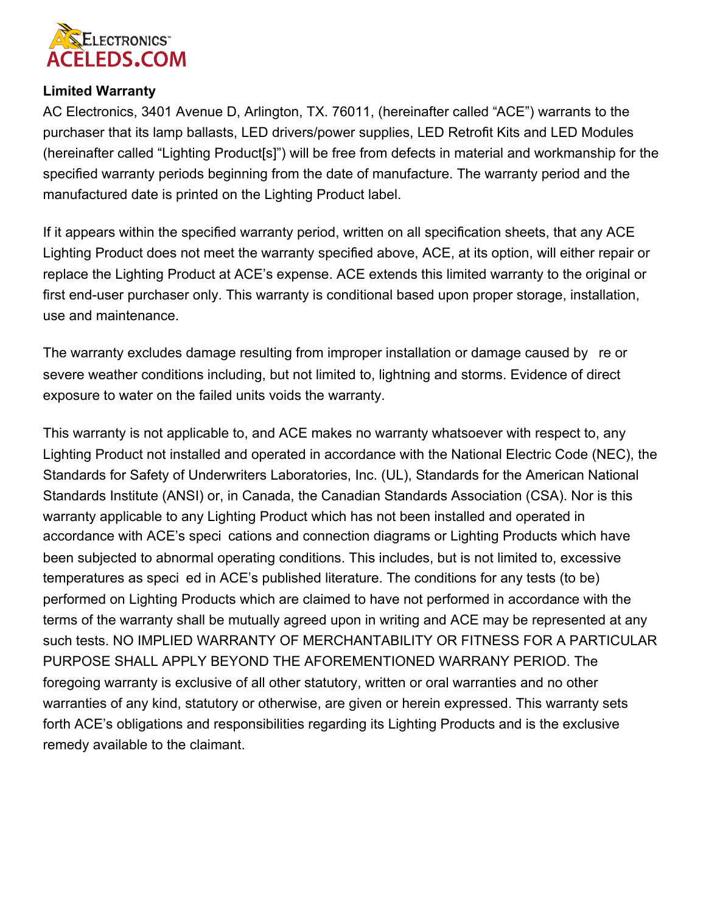**Limited Warranty**

AC Electronics, 3401 Avenue D, Arlington, TX. 76011, (hereinafter called "ACE") warrants to the purchaser that its lamp ballasts, LED drivers/power supplies, LED Retrofit Kits and LED Modules (hereinafter called "Lighting Product[s]") will be free from defects in material and workmanship for the specified warranty periods beginning from the date of manufacture. The warranty period and the manufactured date is printed on the Lighting Product label.

If it appears within the specified warranty period, written on all specification sheets, that any ACE Lighting Product does not meet the warranty specified above, ACE, at its option, will either repair or replace the Lighting Product at ACE's expense. ACE extends this limited warranty to the original or first end-user purchaser only. This warranty is conditional based upon proper storage, installation, use and maintenance.

The warranty excludes damage resulting from improper installation or damage caused by re or severe weather conditions including, but not limited to, lightning and storms. Evidence of direct exposure to water on the failed units voids the warranty.

This warranty is not applicable to, and ACE makes no warranty whatsoever with respect to, any Lighting Product not installed and operated in accordance with the National Electric Code (NEC), the Standards for Safety of Underwriters Laboratories, Inc. (UL), Standards for the American National Standards Institute (ANSI) or, in Canada, the Canadian Standards Association (CSA). Nor is this warranty applicable to any Lighting Product which has not been installed and operated in accordance with ACE's speci cations and connection diagrams or Lighting Products which have been subjected to abnormal operating conditions. This includes, but is not limited to, excessive temperatures as speci ed in ACE's published literature. The conditions for any tests (to be) performed on Lighting Products which are claimed to have not performed in accordance with the terms of the warranty shall be mutually agreed upon in writing and ACE may be represented at any such tests. NO IMPLIED WARRANTY OF MERCHANTABILITY OR FITNESS FOR A PARTICULAR PURPOSE SHALL APPLY BEYOND THE AFOREMENTIONED WARRANY PERIOD. The foregoing warranty is exclusive of all other statutory, written or oral warranties and no other warranties of any kind, statutory or otherwise, are given or herein expressed. This warranty sets forth ACE's obligations and responsibilities regarding its Lighting Products and is the exclusive remedy available to the claimant.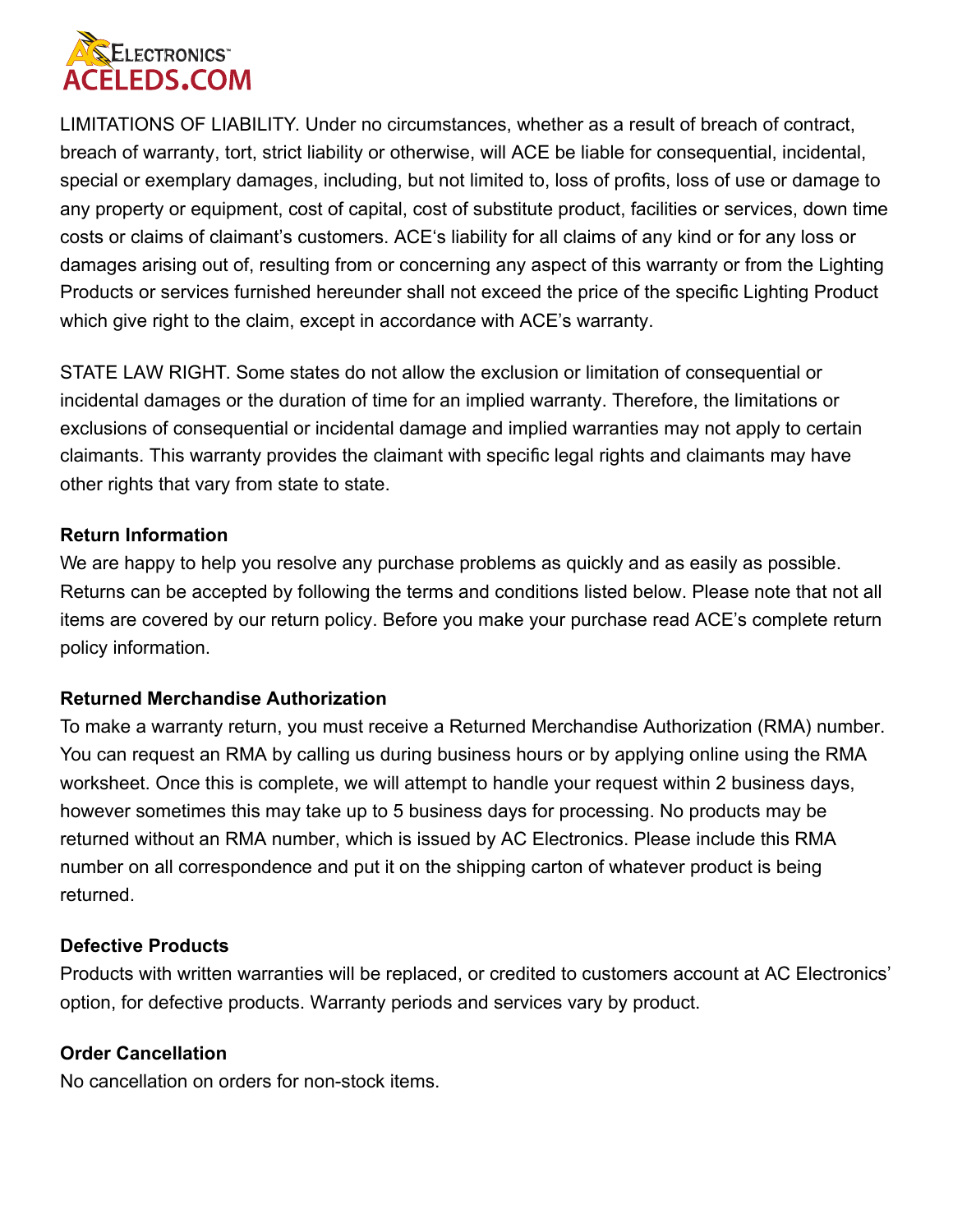LIMITATIONS OF LIABILITY. Under no circumstances, whether as a result of breach of contract, breach of warranty, tort, strict liability or otherwise, will ACE be liable for consequential, incidental, special or exemplary damages, including, but not limited to, loss of profits, loss of use or damage to any property or equipment, cost of capital, cost of substitute product, facilities or services, down time costs or claims of claimant's customers. ACE's liability for all claims of any kind or for any loss or damages arising out of, resulting from or concerning any aspect of this warranty or from the Lighting Products or services furnished hereunder shall not exceed the price of the specific Lighting Product which give right to the claim, except in accordance with ACE's warranty.

STATE LAW RIGHT. Some states do not allow the exclusion or limitation of consequential or incidental damages or the duration of time for an implied warranty. Therefore, the limitations or exclusions of consequential or incidental damage and implied warranties may not apply to certain claimants. This warranty provides the claimant with specific legal rights and claimants may have other rights that vary from state to state.

**Return Information**

We are happy to help you resolve any purchase problems as quickly and as easily as possible. Returns can be accepted by following the terms and conditions listed below. Please note that not all items are covered by our return policy. Before you make your purchase read ACE's complete return policy information.

**Returned Merchandise Authorization**

To make a warranty return, you must receive a Returned Merchandise Authorization (RMA) number. You can request an RMA by calling us during business hours or by applying online using the RMA worksheet. Once this is complete, we will attempt to handle your request within 2 business days, however sometimes this may take up to 5 business days for processing. No products may be returned without an RMA number, which is issued by AC Electronics. Please include this RMA number on all correspondence and put it on the shipping carton of whatever product is being returned.

**Defective Products**

Products with written warranties will be replaced, or credited to customers account at AC Electronics' option, for defective products. Warranty periods and services vary by product.

**Order Cancellation**

No cancellation on orders for non-stock items.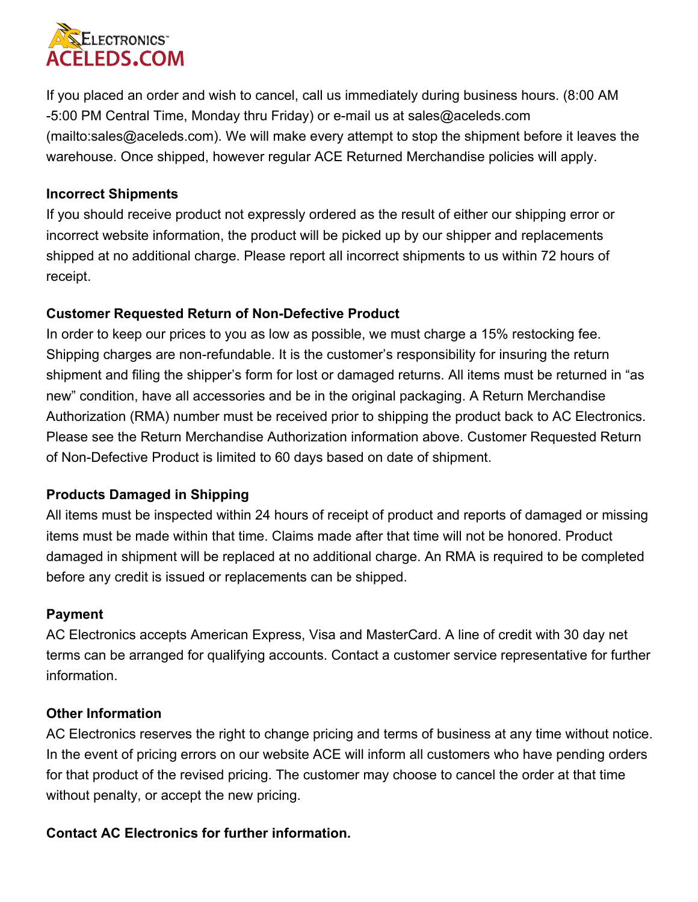If you placed an order and wish to cancel, call us immediately during business hours. (8:00 AM -5:00 PM Central Time, Monday thru Friday) or e-mail us at sales@aceleds.com (mailto:sales@aceleds.com). We will make every attempt to stop the shipment before it leaves the warehouse. Once shipped, however regular ACE Returned Merchandise policies will apply.

**Incorrect Shipments**

If you should receive product not expressly ordered as the result of either our shipping error or incorrect website information, the product will be picked up by our shipper and replacements shipped at no additional charge. Please report all incorrect shipments to us within 72 hours of receipt.

**Customer Requested Return of Non-Defective Product**

In order to keep our prices to you as low as possible, we must charge a 15% restocking fee. Shipping charges are non-refundable. It is the customer's responsibility for insuring the return shipment and filing the shipper's form for lost or damaged returns. All items must be returned in "as new" condition, have all accessories and be in the original packaging. A Return Merchandise Authorization (RMA) number must be received prior to shipping the product back to AC Electronics. Please see the Return Merchandise Authorization information above. Customer Requested Return of Non-Defective Product is limited to 60 days based on date of shipment.

**Products Damaged in Shipping**

All items must be inspected within 24 hours of receipt of product and reports of damaged or missing items must be made within that time. Claims made after that time will not be honored. Product damaged in shipment will be replaced at no additional charge. An RMA is required to be completed before any credit is issued or replacements can be shipped.

**Payment**

AC Electronics accepts American Express, Visa and MasterCard. A line of credit with 30 day net terms can be arranged for qualifying accounts. Contact a customer service representative for further information.

**Other Information**

AC Electronics reserves the right to change pricing and terms of business at any time without notice. In the event of pricing errors on our website ACE will inform all customers who have pending orders for that product of the revised pricing. The customer may choose to cancel the order at that time without penalty, or accept the new pricing.

**Contact AC Electronics for further information.**